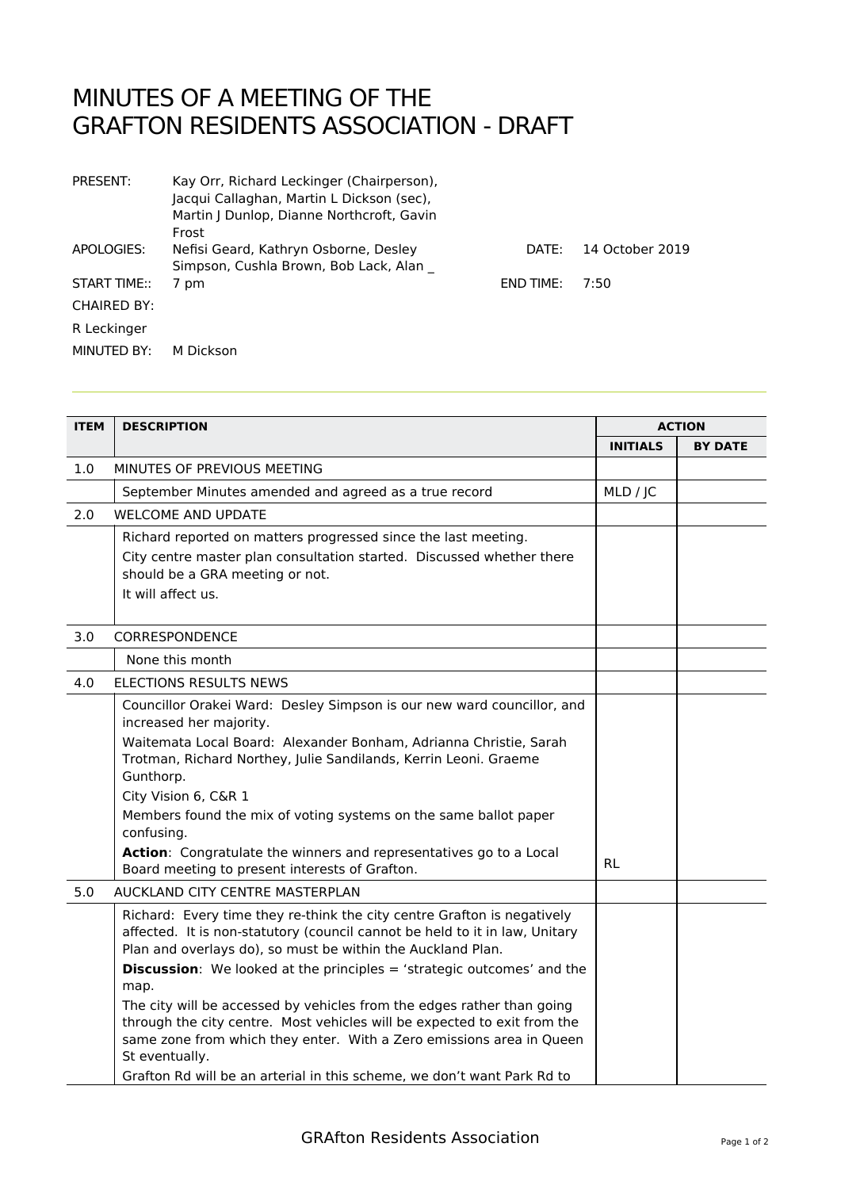# MINUTES OF A MEETING OF THE GRAFTON RESIDENTS ASSOCIATION - DRAFT

| | | | |
|---|---|---|---|
| PRESENT: | Kay Orr, Richard Leckinger (Chairperson), Jacqui Callaghan, Martin L Dickson (sec), Martin J Dunlop, Dianne Northcroft, Gavin Frost | | |
| APOLOGIES: | Nefisi Geard, Kathryn Osborne, Desley Simpson, Cushla Brown, Bob Lack, Alan _ | DATE: | 14 October 2019 |
| START TIME:: | 7 pm | END TIME: | 7:50 |
| CHAIRED BY: | | | |
| R Leckinger | | | |
| MINUTED BY: | M Dickson | | |

| ITEM | DESCRIPTION | ACTION | |
|---|---|---|---|
| | | **INITIALS** | **BY DATE** |
| 1.0 | MINUTES OF PREVIOUS MEETING | | |
| | September Minutes amended and agreed as a true record | MLD / JC | |
| 2.0 | WELCOME AND UPDATE | | |
| | Richard reported on matters progressed since the last meeting.<br>City centre master plan consultation started. Discussed whether there should be a GRA meeting or not.<br>It will affect us. | | |
| 3.0 | CORRESPONDENCE | | |
| | None this month | | |
| 4.0 | ELECTIONS RESULTS NEWS | | |
| | Councillor Orakei Ward: Desley Simpson is our new ward councillor, and increased her majority.<br>Waitemata Local Board: Alexander Bonham, Adrianna Christie, Sarah Trotman, Richard Northey, Julie Sandilands, Kerrin Leoni. Graeme Gunthorp.<br>City Vision 6, C&R 1<br>Members found the mix of voting systems on the same ballot paper confusing.<br>**Action**: Congratulate the winners and representatives go to a Local Board meeting to present interests of Grafton. | RL | |
| 5.0 | AUCKLAND CITY CENTRE MASTERPLAN | | |
| | Richard: Every time they re-think the city centre Grafton is negatively affected. It is non-statutory (council cannot be held to it in law, Unitary Plan and overlays do), so must be within the Auckland Plan.<br>**Discussion**: We looked at the principles = 'strategic outcomes' and the map.<br>The city will be accessed by vehicles from the edges rather than going through the city centre. Most vehicles will be expected to exit from the same zone from which they enter. With a Zero emissions area in Queen St eventually.<br>Grafton Rd will be an arterial in this scheme, we don't want Park Rd to | | |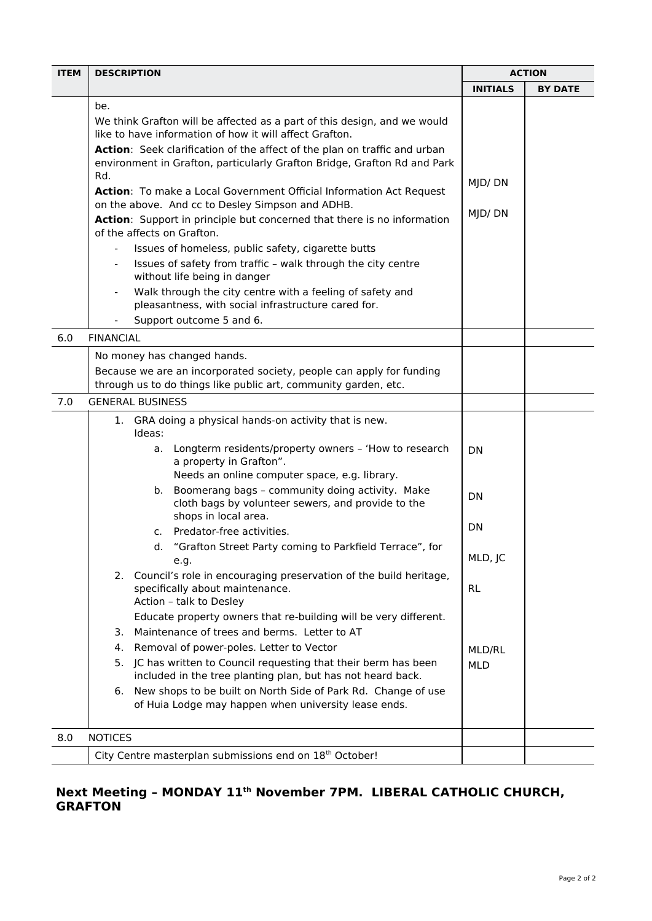| ITEM | DESCRIPTION | ACTION | |
|---|---|---|---|
| | | INITIALS | BY DATE |
| | be.<br>We think Grafton will be affected as a part of this design, and we would like to have information of how it will affect Grafton.<br>**Action**: Seek clarification of the affect of the plan on traffic and urban environment in Grafton, particularly Grafton Bridge, Grafton Rd and Park Rd.<br>**Action**: To make a Local Government Official Information Act Request on the above. And cc to Desley Simpson and ADHB.<br>**Action**: Support in principle but concerned that there is no information of the affects on Grafton.<br>- Issues of homeless, public safety, cigarette butts<br>- Issues of safety from traffic – walk through the city centre without life being in danger<br>- Walk through the city centre with a feeling of safety and pleasantness, with social infrastructure cared for.<br>- Support outcome 5 and 6. | MJD/ DN<br><br>MJD/ DN | |
| 6.0 | FINANCIAL | | |
| | No money has changed hands.<br>Because we are an incorporated society, people can apply for funding through us to do things like public art, community garden, etc. | | |
| 7.0 | GENERAL BUSINESS | | |
| | 1. GRA doing a physical hands-on activity that is new. Ideas:<br>a. Longterm residents/property owners – 'How to research a property in Grafton". Needs an online computer space, e.g. library.<br>b. Boomerang bags – community doing activity. Make cloth bags by volunteer sewers, and provide to the shops in local area.<br>c. Predator-free activities.<br>d. "Grafton Street Party coming to Parkfield Terrace", for e.g.<br>2. Council's role in encouraging preservation of the build heritage, specifically about maintenance. Action – talk to Desley<br>Educate property owners that re-building will be very different.<br>3. Maintenance of trees and berms. Letter to AT<br>4. Removal of power-poles. Letter to Vector<br>5. JC has written to Council requesting that their berm has been included in the tree planting plan, but has not heard back.<br>6. New shops to be built on North Side of Park Rd. Change of use of Huia Lodge may happen when university lease ends. | DN<br><br>DN<br><br>DN<br><br>MLD, JC<br><br>RL<br><br>MLD/RL<br>MLD | |
| 8.0 | NOTICES | | |
| | City Centre masterplan submissions end on 18th October! | | |

**Next Meeting – MONDAY 11th November 7PM. LIBERAL CATHOLIC CHURCH, GRAFTON**